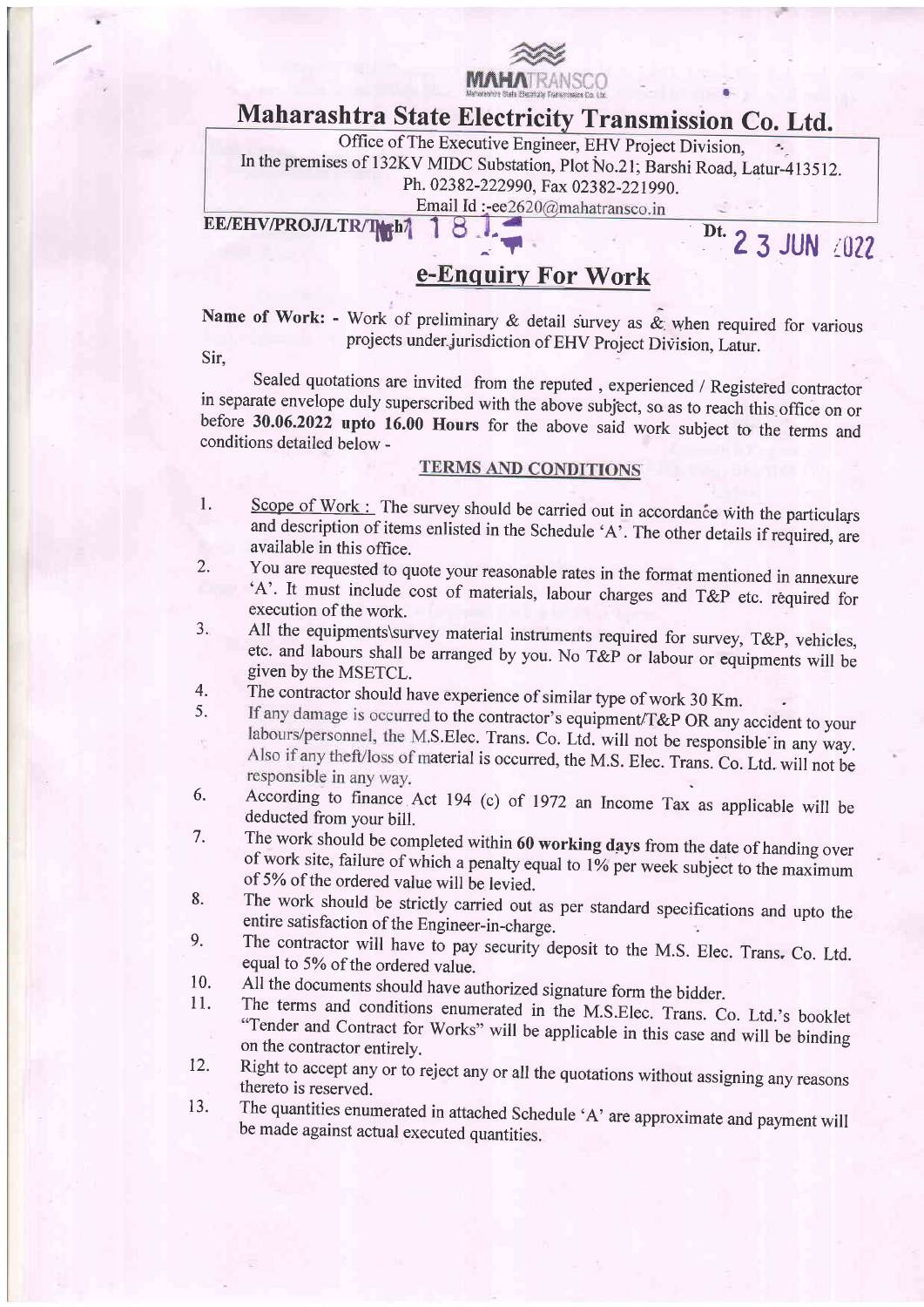MAHATRANSCO

# Maharashtra State Electricity Transmission Co. Ltd.

Office of The Executive Engineer, EHV Project Division,
In the premises of 132KV MIDC Substation, Plot No.21; Barshi Road, Latur-413512.
Ph. 02382-222990, Fax 02382-221990.
Email Id :-ee2620@mahatransco.in

**EE/EHV/PROJ/LTR/Tech/ 1181** **Dt. 23 JUN 2022**

## e-Enquiry For Work

**Name of Work: -** Work of preliminary & detail survey as & when required for various projects under jurisdiction of EHV Project Division, Latur.

Sir,

Sealed quotations are invited from the reputed , experienced / Registered contractor in separate envelope duly superscribed with the above subject, so as to reach this office on or before **30.06.2022 upto 16.00 Hours** for the above said work subject to the terms and conditions detailed below -

### TERMS AND CONDITIONS

1. Scope of Work : The survey should be carried out in accordance with the particulars and description of items enlisted in the Schedule 'A'. The other details if required, are available in this office.
2. You are requested to quote your reasonable rates in the format mentioned in annexure 'A'. It must include cost of materials, labour charges and T&P etc. required for execution of the work.
3. All the equipments\survey material instruments required for survey, T&P, vehicles, etc. and labours shall be arranged by you. No T&P or labour or equipments will be given by the MSETCL.
4. The contractor should have experience of similar type of work 30 Km.
5. If any damage is occurred to the contractor's equipment/T&P OR any accident to your labours/personnel, the M.S.Elec. Trans. Co. Ltd. will not be responsible in any way. Also if any theft/loss of material is occurred, the M.S. Elec. Trans. Co. Ltd. will not be responsible in any way.
6. According to finance Act 194 (c) of 1972 an Income Tax as applicable will be deducted from your bill.
7. The work should be completed within **60 working days** from the date of handing over of work site, failure of which a penalty equal to 1% per week subject to the maximum of 5% of the ordered value will be levied.
8. The work should be strictly carried out as per standard specifications and upto the entire satisfaction of the Engineer-in-charge.
9. The contractor will have to pay security deposit to the M.S. Elec. Trans. Co. Ltd. equal to 5% of the ordered value.
10. All the documents should have authorized signature form the bidder.
11. The terms and conditions enumerated in the M.S.Elec. Trans. Co. Ltd.'s booklet "Tender and Contract for Works" will be applicable in this case and will be binding on the contractor entirely.
12. Right to accept any or to reject any or all the quotations without assigning any reasons thereto is reserved.
13. The quantities enumerated in attached Schedule 'A' are approximate and payment will be made against actual executed quantities.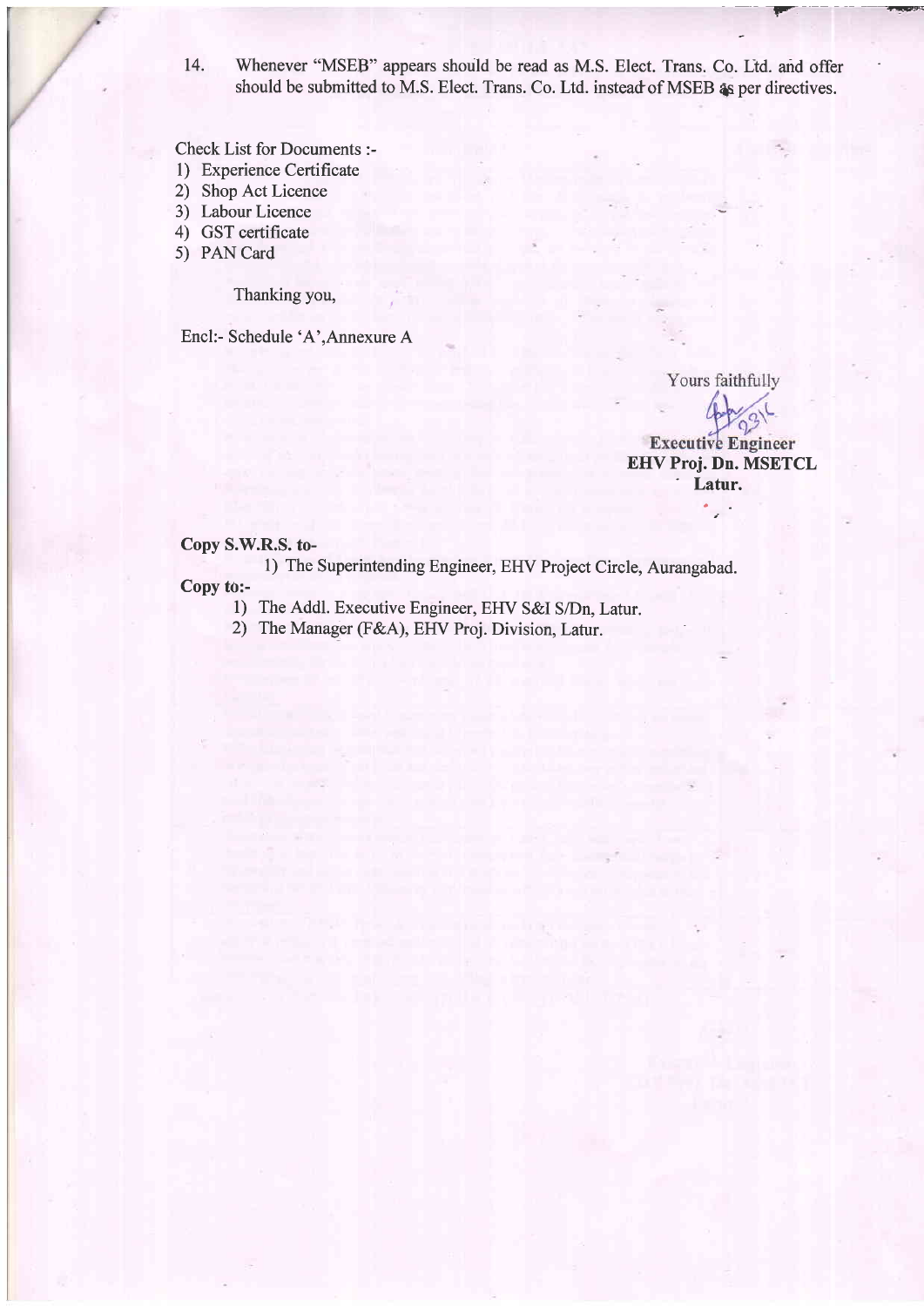14. Whenever "MSEB" appears should be read as M.S. Elect. Trans. Co. Ltd. and offer should be submitted to M.S. Elect. Trans. Co. Ltd. instead of MSEB as per directives.

Check List for Documents :-

1) Experience Certificate
2) Shop Act Licence
3) Labour Licence
4) GST certificate
5) PAN Card

Thanking you,

Encl:- Schedule 'A',Annexure A

Yours faithfully

**Executive Engineer**
**EHV Proj. Dn. MSETCL**
**Latur.**

**Copy S.W.R.S. to-**

1) The Superintending Engineer, EHV Project Circle, Aurangabad.

**Copy to:-**

1) The Addl. Executive Engineer, EHV S&I S/Dn, Latur.
2) The Manager (F&A), EHV Proj. Division, Latur.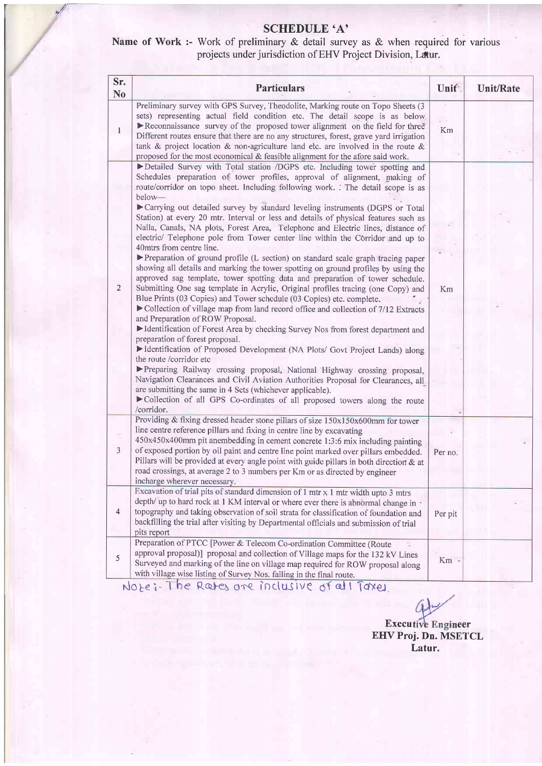# SCHEDULE 'A'

**Name of Work :-** Work of preliminary & detail survey as & when required for various projects under jurisdiction of EHV Project Division, Latur.

| Sr. No | Particulars | Unit | Unit/Rate |
|---|---|---|---|
| 1 | Preliminary survey with GPS Survey, Theodolite, Marking route on Topo Sheets (3 sets) representing actual field condition etc. The detail scope is as below. ►Reconnaissance survey of the proposed tower alignment on the field for three Different routes ensure that there are no any structures, forest, grave yard irrigation tank & project location & non-agriculture land etc. are involved in the route & proposed for the most economical & feasible alignment for the afore said work. | Km | |
| 2 | ►Detailed Survey with Total station /DGPS etc. Including tower spotting and Schedules preparation of tower profiles, approval of alignment, making of route/corridor on topo sheet. Including following work. : The detail scope is as below— ►Carrying out detailed survey by standard leveling instruments (DGPS or Total Station) at every 20 mtr. Interval or less and details of physical features such as Nalla, Canals, NA plots, Forest Area, Telephone and Electric lines, distance of electric/ Telephone pole from Tower center line within the Corridor and up to 40mtrs from centre line. ►Preparation of ground profile (L section) on standard scale graph tracing paper showing all details and marking the tower spotting on ground profiles by using the approved sag template, tower spotting data and preparation of tower schedule. Submitting One sag template in Acrylic, Original profiles tracing (one Copy) and Blue Prints (03 Copies) and Tower schedule (03 Copies) etc. complete. ►Collection of village map from land record office and collection of 7/12 Extracts and Preparation of ROW Proposal. ►Identification of Forest Area by checking Survey Nos from forest department and preparation of forest proposal. ►Identification of Proposed Development (NA Plots/ Govt Project Lands) along the route /corridor etc ►Preparing Railway crossing proposal, National Highway crossing proposal, Navigation Clearances and Civil Aviation Authorities Proposal for Clearances, all are submitting the same in 4 Sets (whichever applicable). ►Collection of all GPS Co-ordinates of all proposed towers along the route /corridor. | Km | |
| 3 | Providing & fixing dressed header stone pillars of size 150x150x600mm for tower line centre reference pillars and fixing in centre line by excavating 450x450x400mm pit anembedding in cement concrete 1:3:6 mix including painting of exposed portion by oil paint and centre line point marked over pillars embedded. Pillars will be provided at every angle point with guide pillars in both direction & at road crossings, at average 2 to 3 numbers per Km or as directed by engineer incharge wherever necessary. | Per no. | |
| 4 | Excavation of trial pits of standard dimension of 1 mtr x 1 mtr width upto 3 mtrs depth/ up to hard rock at 1 KM interval or where ever there is abnormal change in topography and taking observation of soil strata for classification of foundation and backfilling the trial after visiting by Departmental officials and submission of trial pits report | Per pit | |
| 5 | Preparation of PTCC [Power & Telecom Co-ordination Committee (Route approval proposal)] proposal and collection of Village maps for the 132 kV Lines Surveyed and marking of the line on village map required for ROW proposal along with village wise listing of Survey Nos. falling in the final route. | Km | |

Note:- The Rates are inclusive of all Taxes.

**Executive Engineer**
**EHV Proj. Dn. MSETCL**
**Latur.**